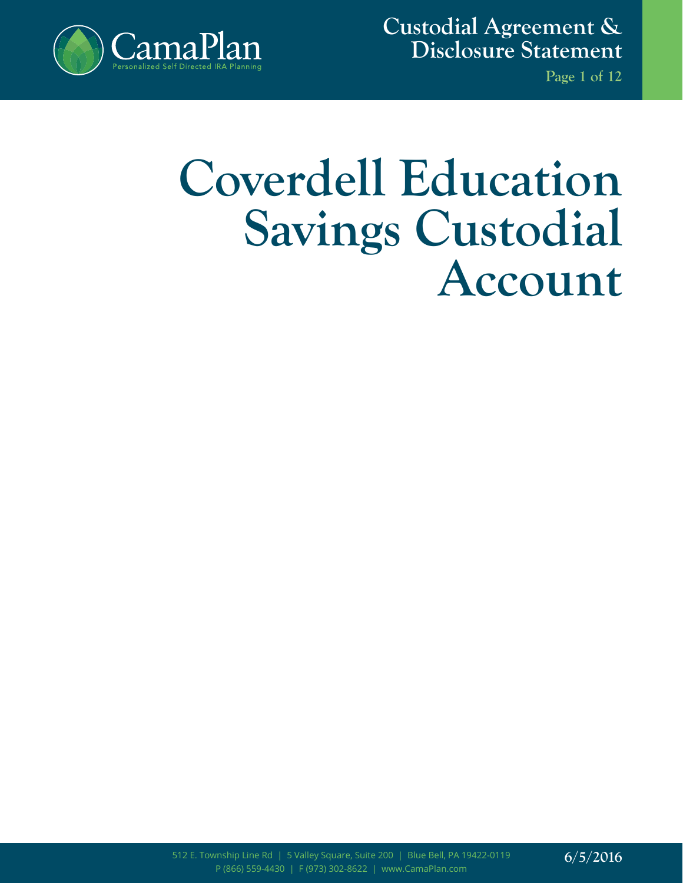# Coverdell Education Savings Custodial Account

6/5/2016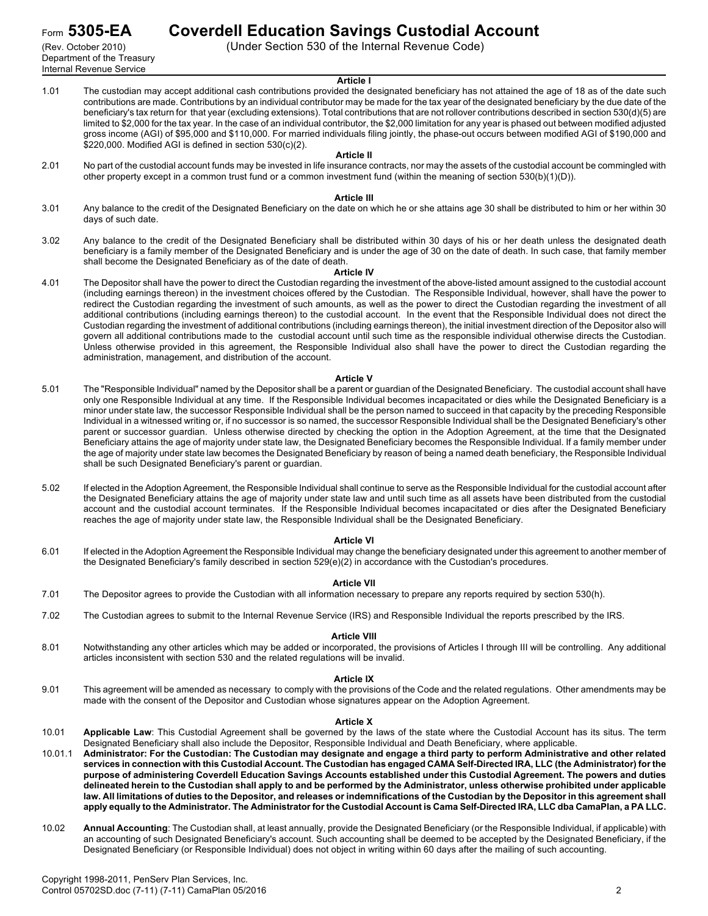Form **5305-EA** **Coverdell Education Savings Custodial Account**
(Rev. October 2010) (Under Section 530 of the Internal Revenue Code)
Department of the Treasury
Internal Revenue Service

**Article I**

1.01 The custodian may accept additional cash contributions provided the designated beneficiary has not attained the age of 18 as of the date such contributions are made. Contributions by an individual contributor may be made for the tax year of the designated beneficiary by the due date of the beneficiary's tax return for that year (excluding extensions). Total contributions that are not rollover contributions described in section 530(d)(5) are limited to $2,000 for the tax year. In the case of an individual contributor, the $2,000 limitation for any year is phased out between modified adjusted gross income (AGI) of $95,000 and $110,000. For married individuals filing jointly, the phase-out occurs between modified AGI of $190,000 and $220,000. Modified AGI is defined in section 530(c)(2).

**Article II**

2.01 No part of the custodial account funds may be invested in life insurance contracts, nor may the assets of the custodial account be commingled with other property except in a common trust fund or a common investment fund (within the meaning of section 530(b)(1)(D)).

**Article III**

3.01 Any balance to the credit of the Designated Beneficiary on the date on which he or she attains age 30 shall be distributed to him or her within 30 days of such date.

3.02 Any balance to the credit of the Designated Beneficiary shall be distributed within 30 days of his or her death unless the designated death beneficiary is a family member of the Designated Beneficiary and is under the age of 30 on the date of death. In such case, that family member shall become the Designated Beneficiary as of the date of death.

**Article IV**

4.01 The Depositor shall have the power to direct the Custodian regarding the investment of the above-listed amount assigned to the custodial account (including earnings thereon) in the investment choices offered by the Custodian. The Responsible Individual, however, shall have the power to redirect the Custodian regarding the investment of such amounts, as well as the power to direct the Custodian regarding the investment of all additional contributions (including earnings thereon) to the custodial account. In the event that the Responsible Individual does not direct the Custodian regarding the investment of additional contributions (including earnings thereon), the initial investment direction of the Depositor also will govern all additional contributions made to the custodial account until such time as the responsible individual otherwise directs the Custodian. Unless otherwise provided in this agreement, the Responsible Individual also shall have the power to direct the Custodian regarding the administration, management, and distribution of the account.

**Article V**

5.01 The "Responsible Individual" named by the Depositor shall be a parent or guardian of the Designated Beneficiary. The custodial account shall have only one Responsible Individual at any time. If the Responsible Individual becomes incapacitated or dies while the Designated Beneficiary is a minor under state law, the successor Responsible Individual shall be the person named to succeed in that capacity by the preceding Responsible Individual in a witnessed writing or, if no successor is so named, the successor Responsible Individual shall be the Designated Beneficiary's other parent or successor guardian. Unless otherwise directed by checking the option in the Adoption Agreement, at the time that the Designated Beneficiary attains the age of majority under state law, the Designated Beneficiary becomes the Responsible Individual. If a family member under the age of majority under state law becomes the Designated Beneficiary by reason of being a named death beneficiary, the Responsible Individual shall be such Designated Beneficiary's parent or guardian.

5.02 If elected in the Adoption Agreement, the Responsible Individual shall continue to serve as the Responsible Individual for the custodial account after the Designated Beneficiary attains the age of majority under state law and until such time as all assets have been distributed from the custodial account and the custodial account terminates. If the Responsible Individual becomes incapacitated or dies after the Designated Beneficiary reaches the age of majority under state law, the Responsible Individual shall be the Designated Beneficiary.

**Article VI**

6.01 If elected in the Adoption Agreement the Responsible Individual may change the beneficiary designated under this agreement to another member of the Designated Beneficiary's family described in section 529(e)(2) in accordance with the Custodian's procedures.

**Article VII**

7.01 The Depositor agrees to provide the Custodian with all information necessary to prepare any reports required by section 530(h).

7.02 The Custodian agrees to submit to the Internal Revenue Service (IRS) and Responsible Individual the reports prescribed by the IRS.

**Article VIII**

8.01 Notwithstanding any other articles which may be added or incorporated, the provisions of Articles I through III will be controlling. Any additional articles inconsistent with section 530 and the related regulations will be invalid.

**Article IX**

9.01 This agreement will be amended as necessary to comply with the provisions of the Code and the related regulations. Other amendments may be made with the consent of the Depositor and Custodian whose signatures appear on the Adoption Agreement.

**Article X**

10.01 **Applicable Law**: This Custodial Agreement shall be governed by the laws of the state where the Custodial Account has its situs. The term Designated Beneficiary shall also include the Depositor, Responsible Individual and Death Beneficiary, where applicable.

10.01.1 **Administrator: For the Custodian: The Custodian may designate and engage a third party to perform Administrative and other related services in connection with this Custodial Account. The Custodian has engaged CAMA Self-Directed IRA, LLC (the Administrator) for the purpose of administering Coverdell Education Savings Accounts established under this Custodial Agreement. The powers and duties delineated herein to the Custodian shall apply to and be performed by the Administrator, unless otherwise prohibited under applicable law. All limitations of duties to the Depositor, and releases or indemnifications of the Custodian by the Depositor in this agreement shall apply equally to the Administrator. The Administrator for the Custodial Account is Cama Self-Directed IRA, LLC dba CamaPlan, a PA LLC.**

10.02 **Annual Accounting**: The Custodian shall, at least annually, provide the Designated Beneficiary (or the Responsible Individual, if applicable) with an accounting of such Designated Beneficiary's account. Such accounting shall be deemed to be accepted by the Designated Beneficiary, if the Designated Beneficiary (or Responsible Individual) does not object in writing within 60 days after the mailing of such accounting.

Copyright 1998-2011, PenServ Plan Services, Inc.
Control 05702SD.doc (7-11) (7-11) CamaPlan 05/2016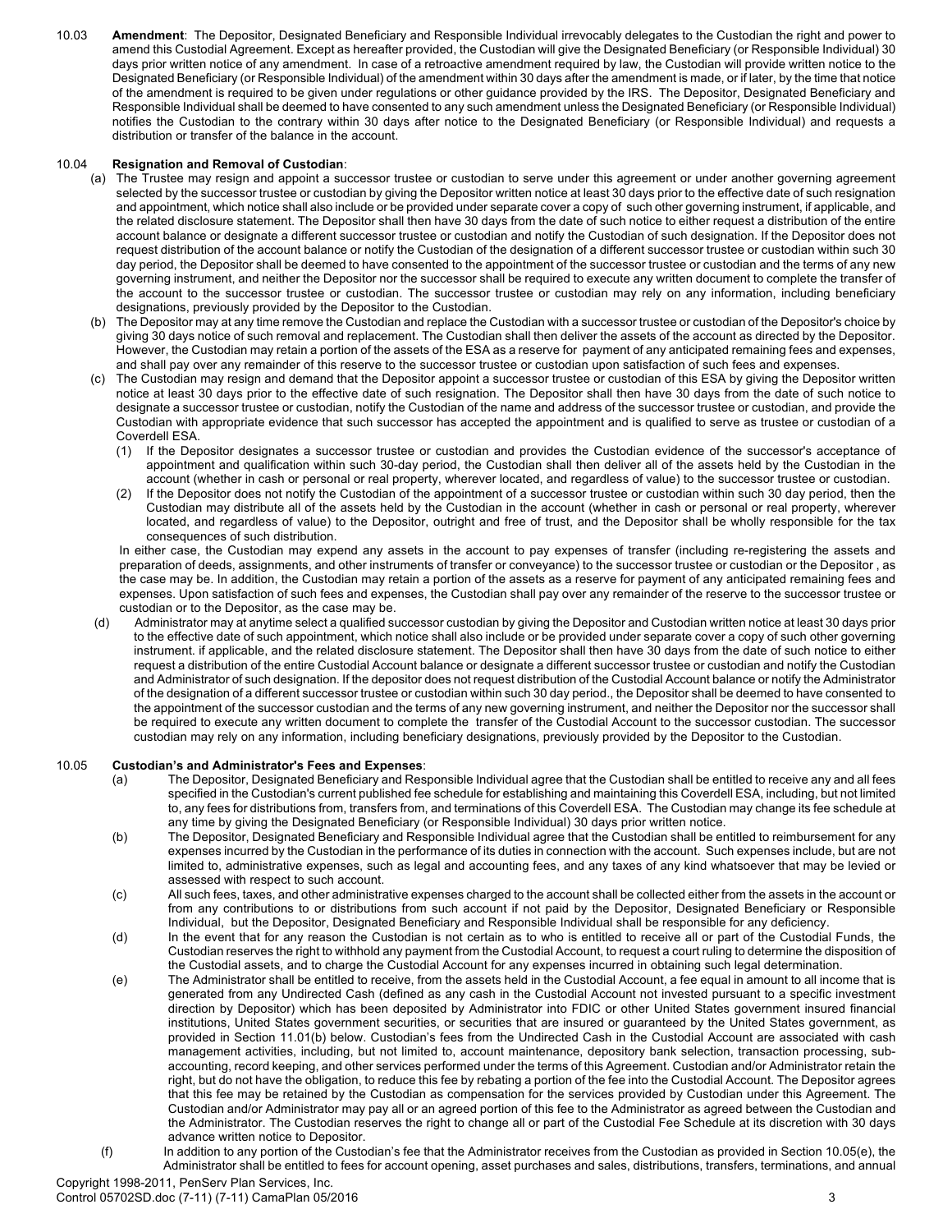10.03 **Amendment**: The Depositor, Designated Beneficiary and Responsible Individual irrevocably delegates to the Custodian the right and power to amend this Custodial Agreement. Except as hereafter provided, the Custodian will give the Designated Beneficiary (or Responsible Individual) 30 days prior written notice of any amendment. In case of a retroactive amendment required by law, the Custodian will provide written notice to the Designated Beneficiary (or Responsible Individual) of the amendment within 30 days after the amendment is made, or if later, by the time that notice of the amendment is required to be given under regulations or other guidance provided by the IRS. The Depositor, Designated Beneficiary and Responsible Individual shall be deemed to have consented to any such amendment unless the Designated Beneficiary (or Responsible Individual) notifies the Custodian to the contrary within 30 days after notice to the Designated Beneficiary (or Responsible Individual) and requests a distribution or transfer of the balance in the account.

10.04 **Resignation and Removal of Custodian**:

(a) The Trustee may resign and appoint a successor trustee or custodian to serve under this agreement or under another governing agreement selected by the successor trustee or custodian by giving the Depositor written notice at least 30 days prior to the effective date of such resignation and appointment, which notice shall also include or be provided under separate cover a copy of such other governing instrument, if applicable, and the related disclosure statement. The Depositor shall then have 30 days from the date of such notice to either request a distribution of the entire account balance or designate a different successor trustee or custodian and notify the Custodian of such designation. If the Depositor does not request distribution of the account balance or notify the Custodian of the designation of a different successor trustee or custodian within such 30 day period, the Depositor shall be deemed to have consented to the appointment of the successor trustee or custodian and the terms of any new governing instrument, and neither the Depositor nor the successor shall be required to execute any written document to complete the transfer of the account to the successor trustee or custodian. The successor trustee or custodian may rely on any information, including beneficiary designations, previously provided by the Depositor to the Custodian.

(b) The Depositor may at any time remove the Custodian and replace the Custodian with a successor trustee or custodian of the Depositor's choice by giving 30 days notice of such removal and replacement. The Custodian shall then deliver the assets of the account as directed by the Depositor. However, the Custodian may retain a portion of the assets of the ESA as a reserve for payment of any anticipated remaining fees and expenses, and shall pay over any remainder of this reserve to the successor trustee or custodian upon satisfaction of such fees and expenses.

(c) The Custodian may resign and demand that the Depositor appoint a successor trustee or custodian of this ESA by giving the Depositor written notice at least 30 days prior to the effective date of such resignation. The Depositor shall then have 30 days from the date of such notice to designate a successor trustee or custodian, notify the Custodian of the name and address of the successor trustee or custodian, and provide the Custodian with appropriate evidence that such successor has accepted the appointment and is qualified to serve as trustee or custodian of a Coverdell ESA.

(1) If the Depositor designates a successor trustee or custodian and provides the Custodian evidence of the successor's acceptance of appointment and qualification within such 30-day period, the Custodian shall then deliver all of the assets held by the Custodian in the account (whether in cash or personal or real property, wherever located, and regardless of value) to the successor trustee or custodian.

(2) If the Depositor does not notify the Custodian of the appointment of a successor trustee or custodian within such 30 day period, then the Custodian may distribute all of the assets held by the Custodian in the account (whether in cash or personal or real property, wherever located, and regardless of value) to the Depositor, outright and free of trust, and the Depositor shall be wholly responsible for the tax consequences of such distribution.

In either case, the Custodian may expend any assets in the account to pay expenses of transfer (including re-registering the assets and preparation of deeds, assignments, and other instruments of transfer or conveyance) to the successor trustee or custodian or the Depositor , as the case may be. In addition, the Custodian may retain a portion of the assets as a reserve for payment of any anticipated remaining fees and expenses. Upon satisfaction of such fees and expenses, the Custodian shall pay over any remainder of the reserve to the successor trustee or custodian or to the Depositor, as the case may be.

(d) Administrator may at anytime select a qualified successor custodian by giving the Depositor and Custodian written notice at least 30 days prior to the effective date of such appointment, which notice shall also include or be provided under separate cover a copy of such other governing instrument. if applicable, and the related disclosure statement. The Depositor shall then have 30 days from the date of such notice to either request a distribution of the entire Custodial Account balance or designate a different successor trustee or custodian and notify the Custodian and Administrator of such designation. If the depositor does not request distribution of the Custodial Account balance or notify the Administrator of the designation of a different successor trustee or custodian within such 30 day period., the Depositor shall be deemed to have consented to the appointment of the successor custodian and the terms of any new governing instrument, and neither the Depositor nor the successor shall be required to execute any written document to complete the transfer of the Custodial Account to the successor custodian. The successor custodian may rely on any information, including beneficiary designations, previously provided by the Depositor to the Custodian.

10.05 **Custodian's and Administrator's Fees and Expenses**:

(a) The Depositor, Designated Beneficiary and Responsible Individual agree that the Custodian shall be entitled to receive any and all fees specified in the Custodian's current published fee schedule for establishing and maintaining this Coverdell ESA, including, but not limited to, any fees for distributions from, transfers from, and terminations of this Coverdell ESA. The Custodian may change its fee schedule at any time by giving the Designated Beneficiary (or Responsible Individual) 30 days prior written notice.

(b) The Depositor, Designated Beneficiary and Responsible Individual agree that the Custodian shall be entitled to reimbursement for any expenses incurred by the Custodian in the performance of its duties in connection with the account. Such expenses include, but are not limited to, administrative expenses, such as legal and accounting fees, and any taxes of any kind whatsoever that may be levied or assessed with respect to such account.

(c) All such fees, taxes, and other administrative expenses charged to the account shall be collected either from the assets in the account or from any contributions to or distributions from such account if not paid by the Depositor, Designated Beneficiary or Responsible Individual, but the Depositor, Designated Beneficiary and Responsible Individual shall be responsible for any deficiency.

(d) In the event that for any reason the Custodian is not certain as to who is entitled to receive all or part of the Custodial Funds, the Custodian reserves the right to withhold any payment from the Custodial Account, to request a court ruling to determine the disposition of the Custodial assets, and to charge the Custodial Account for any expenses incurred in obtaining such legal determination.

(e) The Administrator shall be entitled to receive, from the assets held in the Custodial Account, a fee equal in amount to all income that is generated from any Undirected Cash (defined as any cash in the Custodial Account not invested pursuant to a specific investment direction by Depositor) which has been deposited by Administrator into FDIC or other United States government insured financial institutions, United States government securities, or securities that are insured or guaranteed by the United States government, as provided in Section 11.01(b) below. Custodian's fees from the Undirected Cash in the Custodial Account are associated with cash management activities, including, but not limited to, account maintenance, depository bank selection, transaction processing, sub-accounting, record keeping, and other services performed under the terms of this Agreement. Custodian and/or Administrator retain the right, but do not have the obligation, to reduce this fee by rebating a portion of the fee into the Custodial Account. The Depositor agrees that this fee may be retained by the Custodian as compensation for the services provided by Custodian under this Agreement. The Custodian and/or Administrator may pay all or an agreed portion of this fee to the Administrator as agreed between the Custodian and the Administrator. The Custodian reserves the right to change all or part of the Custodial Fee Schedule at its discretion with 30 days advance written notice to Depositor.

(f) In addition to any portion of the Custodian's fee that the Administrator receives from the Custodian as provided in Section 10.05(e), the Administrator shall be entitled to fees for account opening, asset purchases and sales, distributions, transfers, terminations, and annual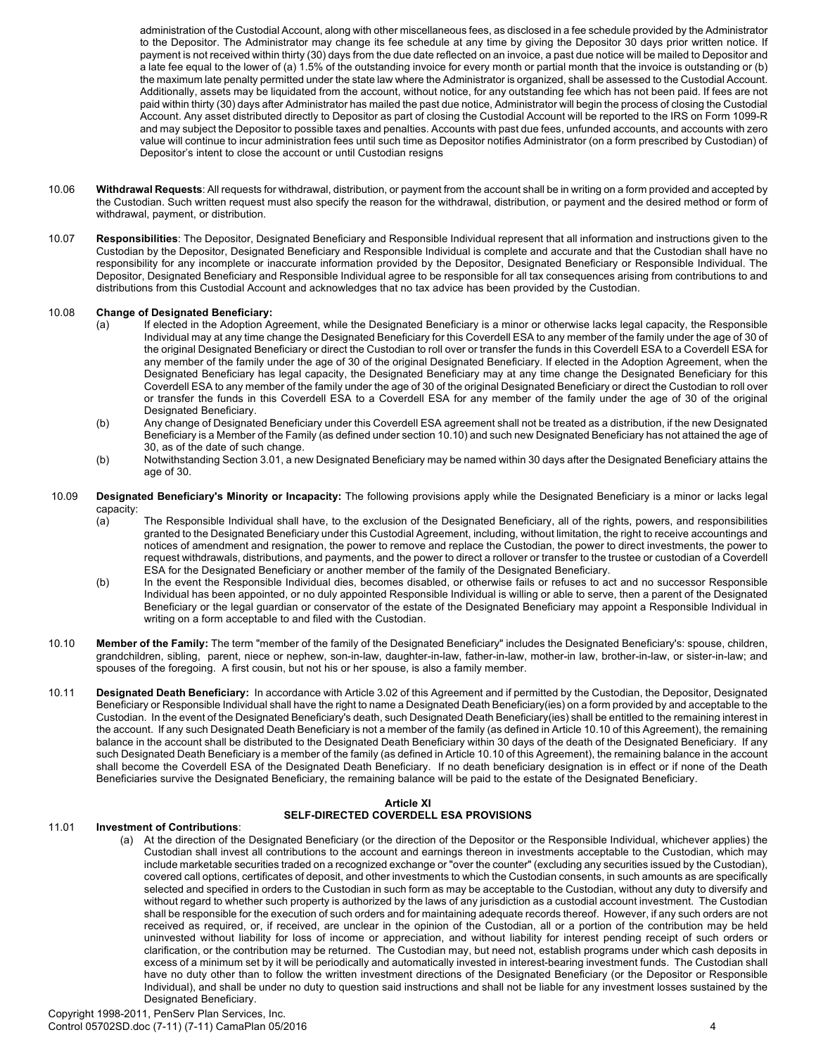administration of the Custodial Account, along with other miscellaneous fees, as disclosed in a fee schedule provided by the Administrator to the Depositor. The Administrator may change its fee schedule at any time by giving the Depositor 30 days prior written notice. If payment is not received within thirty (30) days from the due date reflected on an invoice, a past due notice will be mailed to Depositor and a late fee equal to the lower of (a) 1.5% of the outstanding invoice for every month or partial month that the invoice is outstanding or (b) the maximum late penalty permitted under the state law where the Administrator is organized, shall be assessed to the Custodial Account. Additionally, assets may be liquidated from the account, without notice, for any outstanding fee which has not been paid. If fees are not paid within thirty (30) days after Administrator has mailed the past due notice, Administrator will begin the process of closing the Custodial Account. Any asset distributed directly to Depositor as part of closing the Custodial Account will be reported to the IRS on Form 1099-R and may subject the Depositor to possible taxes and penalties. Accounts with past due fees, unfunded accounts, and accounts with zero value will continue to incur administration fees until such time as Depositor notifies Administrator (on a form prescribed by Custodian) of Depositor's intent to close the account or until Custodian resigns

10.06 **Withdrawal Requests**: All requests for withdrawal, distribution, or payment from the account shall be in writing on a form provided and accepted by the Custodian. Such written request must also specify the reason for the withdrawal, distribution, or payment and the desired method or form of withdrawal, payment, or distribution.

10.07 **Responsibilities**: The Depositor, Designated Beneficiary and Responsible Individual represent that all information and instructions given to the Custodian by the Depositor, Designated Beneficiary and Responsible Individual is complete and accurate and that the Custodian shall have no responsibility for any incomplete or inaccurate information provided by the Depositor, Designated Beneficiary or Responsible Individual. The Depositor, Designated Beneficiary and Responsible Individual agree to be responsible for all tax consequences arising from contributions to and distributions from this Custodial Account and acknowledges that no tax advice has been provided by the Custodian.

10.08 **Change of Designated Beneficiary:**

(a) If elected in the Adoption Agreement, while the Designated Beneficiary is a minor or otherwise lacks legal capacity, the Responsible Individual may at any time change the Designated Beneficiary for this Coverdell ESA to any member of the family under the age of 30 of the original Designated Beneficiary or direct the Custodian to roll over or transfer the funds in this Coverdell ESA to a Coverdell ESA for any member of the family under the age of 30 of the original Designated Beneficiary. If elected in the Adoption Agreement, when the Designated Beneficiary has legal capacity, the Designated Beneficiary may at any time change the Designated Beneficiary for this Coverdell ESA to any member of the family under the age of 30 of the original Designated Beneficiary or direct the Custodian to roll over or transfer the funds in this Coverdell ESA to a Coverdell ESA for any member of the family under the age of 30 of the original Designated Beneficiary.

(b) Any change of Designated Beneficiary under this Coverdell ESA agreement shall not be treated as a distribution, if the new Designated Beneficiary is a Member of the Family (as defined under section 10.10) and such new Designated Beneficiary has not attained the age of 30, as of the date of such change.

(b) Notwithstanding Section 3.01, a new Designated Beneficiary may be named within 30 days after the Designated Beneficiary attains the age of 30.

10.09 **Designated Beneficiary's Minority or Incapacity:** The following provisions apply while the Designated Beneficiary is a minor or lacks legal capacity:

(a) The Responsible Individual shall have, to the exclusion of the Designated Beneficiary, all of the rights, powers, and responsibilities granted to the Designated Beneficiary under this Custodial Agreement, including, without limitation, the right to receive accountings and notices of amendment and resignation, the power to remove and replace the Custodian, the power to direct investments, the power to request withdrawals, distributions, and payments, and the power to direct a rollover or transfer to the trustee or custodian of a Coverdell ESA for the Designated Beneficiary or another member of the family of the Designated Beneficiary.

(b) In the event the Responsible Individual dies, becomes disabled, or otherwise fails or refuses to act and no successor Responsible Individual has been appointed, or no duly appointed Responsible Individual is willing or able to serve, then a parent of the Designated Beneficiary or the legal guardian or conservator of the estate of the Designated Beneficiary may appoint a Responsible Individual in writing on a form acceptable to and filed with the Custodian.

10.10 **Member of the Family:** The term "member of the family of the Designated Beneficiary" includes the Designated Beneficiary's: spouse, children, grandchildren, sibling, parent, niece or nephew, son-in-law, daughter-in-law, father-in-law, mother-in law, brother-in-law, or sister-in-law; and spouses of the foregoing. A first cousin, but not his or her spouse, is also a family member.

10.11 **Designated Death Beneficiary:** In accordance with Article 3.02 of this Agreement and if permitted by the Custodian, the Depositor, Designated Beneficiary or Responsible Individual shall have the right to name a Designated Death Beneficiary(ies) on a form provided by and acceptable to the Custodian. In the event of the Designated Beneficiary's death, such Designated Death Beneficiary(ies) shall be entitled to the remaining interest in the account. If any such Designated Death Beneficiary is not a member of the family (as defined in Article 10.10 of this Agreement), the remaining balance in the account shall be distributed to the Designated Death Beneficiary within 30 days of the death of the Designated Beneficiary. If any such Designated Death Beneficiary is a member of the family (as defined in Article 10.10 of this Agreement), the remaining balance in the account shall become the Coverdell ESA of the Designated Death Beneficiary. If no death beneficiary designation is in effect or if none of the Death Beneficiaries survive the Designated Beneficiary, the remaining balance will be paid to the estate of the Designated Beneficiary.

## Article XI
## SELF-DIRECTED COVERDELL ESA PROVISIONS

11.01 **Investment of Contributions**:

(a) At the direction of the Designated Beneficiary (or the direction of the Depositor or the Responsible Individual, whichever applies) the Custodian shall invest all contributions to the account and earnings thereon in investments acceptable to the Custodian, which may include marketable securities traded on a recognized exchange or "over the counter" (excluding any securities issued by the Custodian), covered call options, certificates of deposit, and other investments to which the Custodian consents, in such amounts as are specifically selected and specified in orders to the Custodian in such form as may be acceptable to the Custodian, without any duty to diversify and without regard to whether such property is authorized by the laws of any jurisdiction as a custodial account investment. The Custodian shall be responsible for the execution of such orders and for maintaining adequate records thereof. However, if any such orders are not received as required, or, if received, are unclear in the opinion of the Custodian, all or a portion of the contribution may be held uninvested without liability for loss of income or appreciation, and without liability for interest pending receipt of such orders or clarification, or the contribution may be returned. The Custodian may, but need not, establish programs under which cash deposits in excess of a minimum set by it will be periodically and automatically invested in interest-bearing investment funds. The Custodian shall have no duty other than to follow the written investment directions of the Designated Beneficiary (or the Depositor or Responsible Individual), and shall be under no duty to question said instructions and shall not be liable for any investment losses sustained by the Designated Beneficiary.

Copyright 1998-2011, PenServ Plan Services, Inc.
Control 05702SD.doc (7-11) (7-11) CamaPlan 05/2016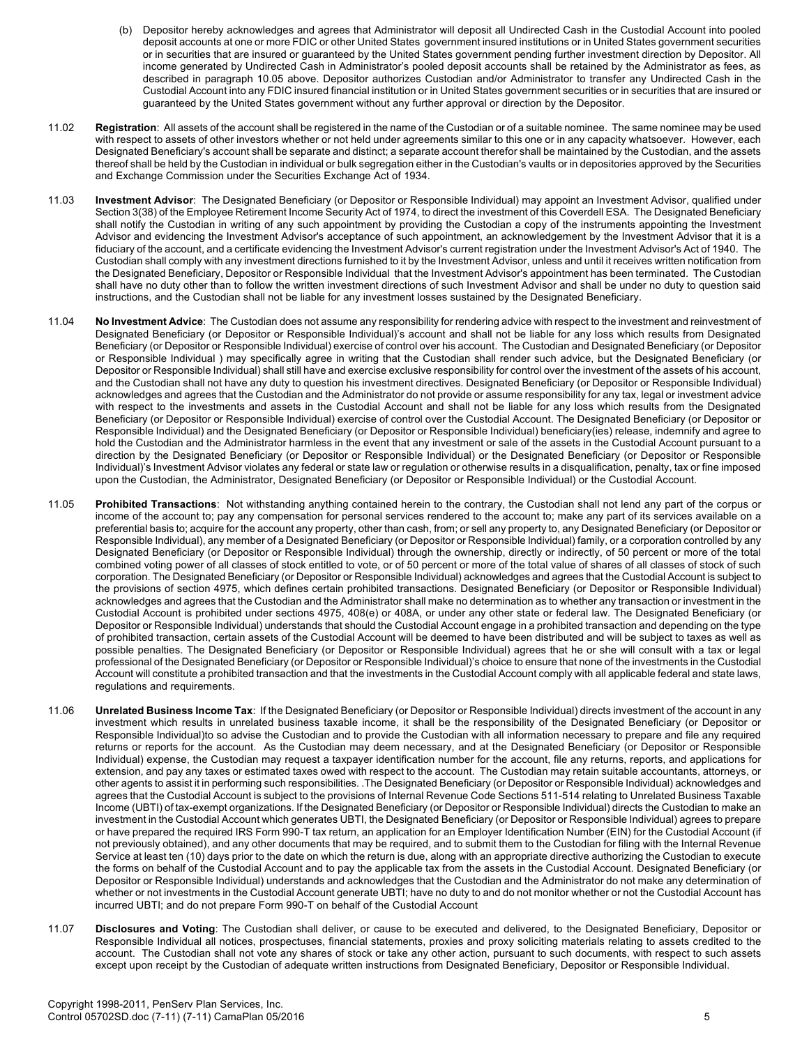(b) Depositor hereby acknowledges and agrees that Administrator will deposit all Undirected Cash in the Custodial Account into pooled deposit accounts at one or more FDIC or other United States government insured institutions or in United States government securities or in securities that are insured or guaranteed by the United States government pending further investment direction by Depositor. All income generated by Undirected Cash in Administrator's pooled deposit accounts shall be retained by the Administrator as fees, as described in paragraph 10.05 above. Depositor authorizes Custodian and/or Administrator to transfer any Undirected Cash in the Custodial Account into any FDIC insured financial institution or in United States government securities or in securities that are insured or guaranteed by the United States government without any further approval or direction by the Depositor.

11.02 **Registration**: All assets of the account shall be registered in the name of the Custodian or of a suitable nominee. The same nominee may be used with respect to assets of other investors whether or not held under agreements similar to this one or in any capacity whatsoever. However, each Designated Beneficiary's account shall be separate and distinct; a separate account therefor shall be maintained by the Custodian, and the assets thereof shall be held by the Custodian in individual or bulk segregation either in the Custodian's vaults or in depositories approved by the Securities and Exchange Commission under the Securities Exchange Act of 1934.

11.03 **Investment Advisor**: The Designated Beneficiary (or Depositor or Responsible Individual) may appoint an Investment Advisor, qualified under Section 3(38) of the Employee Retirement Income Security Act of 1974, to direct the investment of this Coverdell ESA. The Designated Beneficiary shall notify the Custodian in writing of any such appointment by providing the Custodian a copy of the instruments appointing the Investment Advisor and evidencing the Investment Advisor's acceptance of such appointment, an acknowledgement by the Investment Advisor that it is a fiduciary of the account, and a certificate evidencing the Investment Advisor's current registration under the Investment Advisor's Act of 1940. The Custodian shall comply with any investment directions furnished to it by the Investment Advisor, unless and until it receives written notification from the Designated Beneficiary, Depositor or Responsible Individual that the Investment Advisor's appointment has been terminated. The Custodian shall have no duty other than to follow the written investment directions of such Investment Advisor and shall be under no duty to question said instructions, and the Custodian shall not be liable for any investment losses sustained by the Designated Beneficiary.

11.04 **No Investment Advice**: The Custodian does not assume any responsibility for rendering advice with respect to the investment and reinvestment of Designated Beneficiary (or Depositor or Responsible Individual)'s account and shall not be liable for any loss which results from Designated Beneficiary (or Depositor or Responsible Individual) exercise of control over his account. The Custodian and Designated Beneficiary (or Depositor or Responsible Individual ) may specifically agree in writing that the Custodian shall render such advice, but the Designated Beneficiary (or Depositor or Responsible Individual) shall still have and exercise exclusive responsibility for control over the investment of the assets of his account, and the Custodian shall not have any duty to question his investment directives. Designated Beneficiary (or Depositor or Responsible Individual) acknowledges and agrees that the Custodian and the Administrator do not provide or assume responsibility for any tax, legal or investment advice with respect to the investments and assets in the Custodial Account and shall not be liable for any loss which results from the Designated Beneficiary (or Depositor or Responsible Individual) exercise of control over the Custodial Account. The Designated Beneficiary (or Depositor or Responsible Individual) and the Designated Beneficiary (or Depositor or Responsible Individual) beneficiary(ies) release, indemnify and agree to hold the Custodian and the Administrator harmless in the event that any investment or sale of the assets in the Custodial Account pursuant to a direction by the Designated Beneficiary (or Depositor or Responsible Individual) or the Designated Beneficiary (or Depositor or Responsible Individual)'s Investment Advisor violates any federal or state law or regulation or otherwise results in a disqualification, penalty, tax or fine imposed upon the Custodian, the Administrator, Designated Beneficiary (or Depositor or Responsible Individual) or the Custodial Account.

11.05 **Prohibited Transactions**: Not withstanding anything contained herein to the contrary, the Custodian shall not lend any part of the corpus or income of the account to; pay any compensation for personal services rendered to the account to; make any part of its services available on a preferential basis to; acquire for the account any property, other than cash, from; or sell any property to, any Designated Beneficiary (or Depositor or Responsible Individual), any member of a Designated Beneficiary (or Depositor or Responsible Individual) family, or a corporation controlled by any Designated Beneficiary (or Depositor or Responsible Individual) through the ownership, directly or indirectly, of 50 percent or more of the total combined voting power of all classes of stock entitled to vote, or of 50 percent or more of the total value of shares of all classes of stock of such corporation. The Designated Beneficiary (or Depositor or Responsible Individual) acknowledges and agrees that the Custodial Account is subject to the provisions of section 4975, which defines certain prohibited transactions. Designated Beneficiary (or Depositor or Responsible Individual) acknowledges and agrees that the Custodian and the Administrator shall make no determination as to whether any transaction or investment in the Custodial Account is prohibited under sections 4975, 408(e) or 408A, or under any other state or federal law. The Designated Beneficiary (or Depositor or Responsible Individual) understands that should the Custodial Account engage in a prohibited transaction and depending on the type of prohibited transaction, certain assets of the Custodial Account will be deemed to have been distributed and will be subject to taxes as well as possible penalties. The Designated Beneficiary (or Depositor or Responsible Individual) agrees that he or she will consult with a tax or legal professional of the Designated Beneficiary (or Depositor or Responsible Individual)'s choice to ensure that none of the investments in the Custodial Account will constitute a prohibited transaction and that the investments in the Custodial Account comply with all applicable federal and state laws, regulations and requirements.

11.06 **Unrelated Business Income Tax**: If the Designated Beneficiary (or Depositor or Responsible Individual) directs investment of the account in any investment which results in unrelated business taxable income, it shall be the responsibility of the Designated Beneficiary (or Depositor or Responsible Individual)to so advise the Custodian and to provide the Custodian with all information necessary to prepare and file any required returns or reports for the account. As the Custodian may deem necessary, and at the Designated Beneficiary (or Depositor or Responsible Individual) expense, the Custodian may request a taxpayer identification number for the account, file any returns, reports, and applications for extension, and pay any taxes or estimated taxes owed with respect to the account. The Custodian may retain suitable accountants, attorneys, or other agents to assist it in performing such responsibilities. .The Designated Beneficiary (or Depositor or Responsible Individual) acknowledges and agrees that the Custodial Account is subject to the provisions of Internal Revenue Code Sections 511-514 relating to Unrelated Business Taxable Income (UBTI) of tax-exempt organizations. If the Designated Beneficiary (or Depositor or Responsible Individual) directs the Custodian to make an investment in the Custodial Account which generates UBTI, the Designated Beneficiary (or Depositor or Responsible Individual) agrees to prepare or have prepared the required IRS Form 990-T tax return, an application for an Employer Identification Number (EIN) for the Custodial Account (if not previously obtained), and any other documents that may be required, and to submit them to the Custodian for filing with the Internal Revenue Service at least ten (10) days prior to the date on which the return is due, along with an appropriate directive authorizing the Custodian to execute the forms on behalf of the Custodial Account and to pay the applicable tax from the assets in the Custodial Account. Designated Beneficiary (or Depositor or Responsible Individual) understands and acknowledges that the Custodian and the Administrator do not make any determination of whether or not investments in the Custodial Account generate UBTI; have no duty to and do not monitor whether or not the Custodial Account has incurred UBTI; and do not prepare Form 990-T on behalf of the Custodial Account

11.07 **Disclosures and Voting**: The Custodian shall deliver, or cause to be executed and delivered, to the Designated Beneficiary, Depositor or Responsible Individual all notices, prospectuses, financial statements, proxies and proxy soliciting materials relating to assets credited to the account. The Custodian shall not vote any shares of stock or take any other action, pursuant to such documents, with respect to such assets except upon receipt by the Custodian of adequate written instructions from Designated Beneficiary, Depositor or Responsible Individual.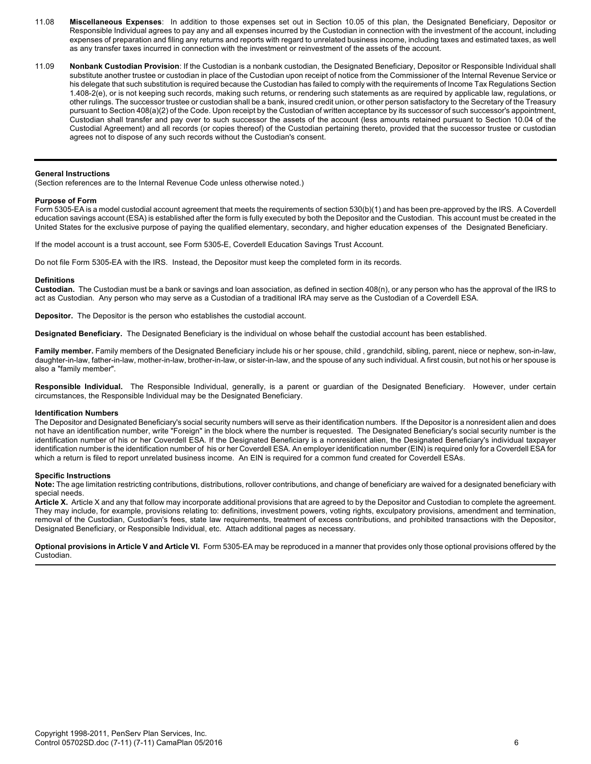11.08 **Miscellaneous Expenses**: In addition to those expenses set out in Section 10.05 of this plan, the Designated Beneficiary, Depositor or Responsible Individual agrees to pay any and all expenses incurred by the Custodian in connection with the investment of the account, including expenses of preparation and filing any returns and reports with regard to unrelated business income, including taxes and estimated taxes, as well as any transfer taxes incurred in connection with the investment or reinvestment of the assets of the account.

11.09 **Nonbank Custodian Provision**: If the Custodian is a nonbank custodian, the Designated Beneficiary, Depositor or Responsible Individual shall substitute another trustee or custodian in place of the Custodian upon receipt of notice from the Commissioner of the Internal Revenue Service or his delegate that such substitution is required because the Custodian has failed to comply with the requirements of Income Tax Regulations Section 1.408-2(e), or is not keeping such records, making such returns, or rendering such statements as are required by applicable law, regulations, or other rulings. The successor trustee or custodian shall be a bank, insured credit union, or other person satisfactory to the Secretary of the Treasury pursuant to Section 408(a)(2) of the Code. Upon receipt by the Custodian of written acceptance by its successor of such successor's appointment, Custodian shall transfer and pay over to such successor the assets of the account (less amounts retained pursuant to Section 10.04 of the Custodial Agreement) and all records (or copies thereof) of the Custodian pertaining thereto, provided that the successor trustee or custodian agrees not to dispose of any such records without the Custodian's consent.

---

**General Instructions**

(Section references are to the Internal Revenue Code unless otherwise noted.)

**Purpose of Form**

Form 5305-EA is a model custodial account agreement that meets the requirements of section 530(b)(1) and has been pre-approved by the IRS. A Coverdell education savings account (ESA) is established after the form is fully executed by both the Depositor and the Custodian. This account must be created in the United States for the exclusive purpose of paying the qualified elementary, secondary, and higher education expenses of the Designated Beneficiary.

If the model account is a trust account, see Form 5305-E, Coverdell Education Savings Trust Account.

Do not file Form 5305-EA with the IRS. Instead, the Depositor must keep the completed form in its records.

**Definitions**

**Custodian.** The Custodian must be a bank or savings and loan association, as defined in section 408(n), or any person who has the approval of the IRS to act as Custodian. Any person who may serve as a Custodian of a traditional IRA may serve as the Custodian of a Coverdell ESA.

**Depositor.** The Depositor is the person who establishes the custodial account.

**Designated Beneficiary.** The Designated Beneficiary is the individual on whose behalf the custodial account has been established.

**Family member.** Family members of the Designated Beneficiary include his or her spouse, child , grandchild, sibling, parent, niece or nephew, son-in-law, daughter-in-law, father-in-law, mother-in-law, brother-in-law, or sister-in-law, and the spouse of any such individual. A first cousin, but not his or her spouse is also a "family member".

**Responsible Individual.** The Responsible Individual, generally, is a parent or guardian of the Designated Beneficiary. However, under certain circumstances, the Responsible Individual may be the Designated Beneficiary.

**Identification Numbers**

The Depositor and Designated Beneficiary's social security numbers will serve as their identification numbers. If the Depositor is a nonresident alien and does not have an identification number, write "Foreign" in the block where the number is requested. The Designated Beneficiary's social security number is the identification number of his or her Coverdell ESA. If the Designated Beneficiary is a nonresident alien, the Designated Beneficiary's individual taxpayer identification number is the identification number of his or her Coverdell ESA. An employer identification number (EIN) is required only for a Coverdell ESA for which a return is filed to report unrelated business income. An EIN is required for a common fund created for Coverdell ESAs.

**Specific Instructions**

**Note:** The age limitation restricting contributions, distributions, rollover contributions, and change of beneficiary are waived for a designated beneficiary with special needs.

**Article X.** Article X and any that follow may incorporate additional provisions that are agreed to by the Depositor and Custodian to complete the agreement. They may include, for example, provisions relating to: definitions, investment powers, voting rights, exculpatory provisions, amendment and termination, removal of the Custodian, Custodian's fees, state law requirements, treatment of excess contributions, and prohibited transactions with the Depositor, Designated Beneficiary, or Responsible Individual, etc. Attach additional pages as necessary.

**Optional provisions in Article V and Article VI.** Form 5305-EA may be reproduced in a manner that provides only those optional provisions offered by the Custodian.

---

Copyright 1998-2011, PenServ Plan Services, Inc.
Control 05702SD.doc (7-11) (7-11) CamaPlan 05/2016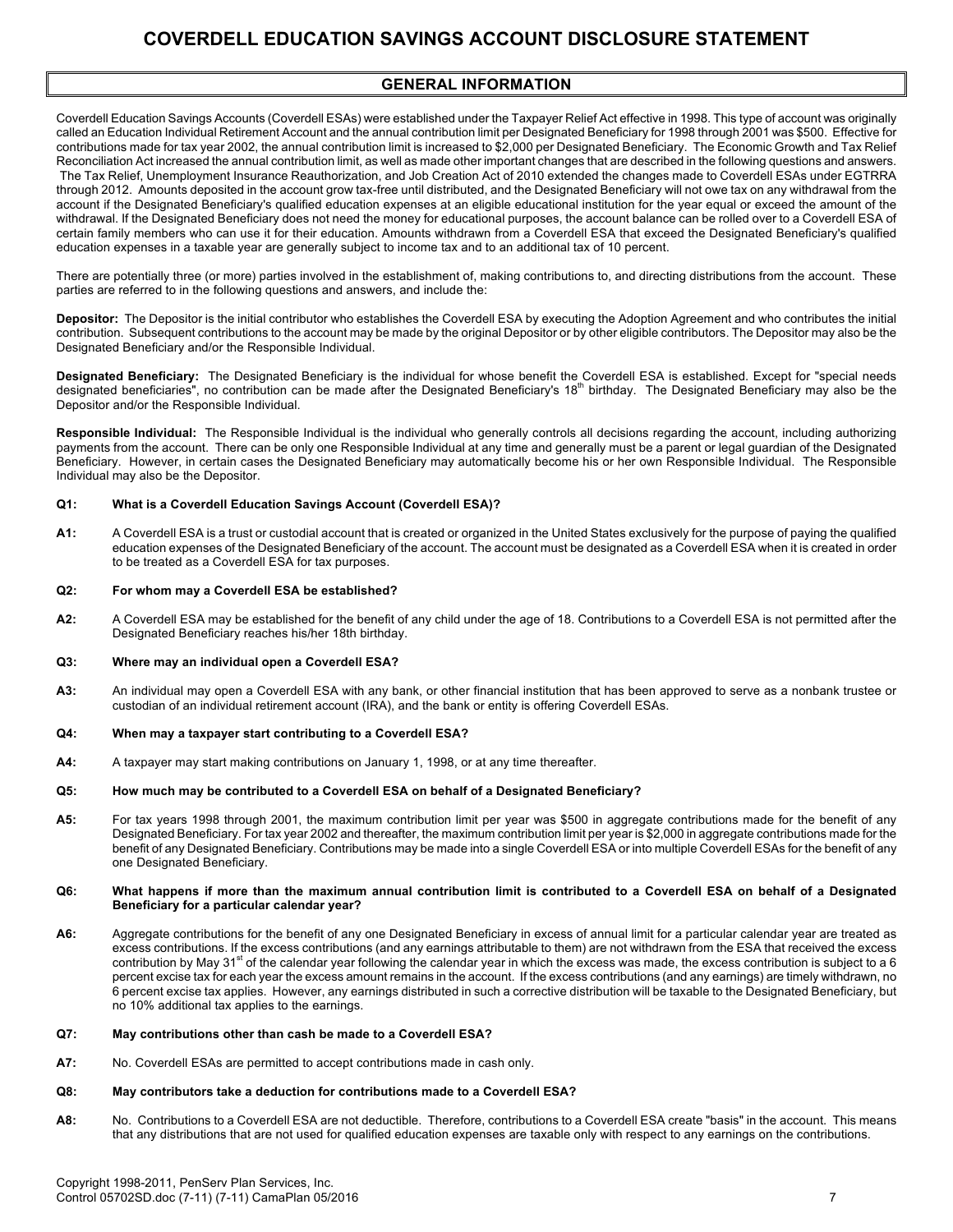# COVERDELL EDUCATION SAVINGS ACCOUNT DISCLOSURE STATEMENT

## GENERAL INFORMATION

Coverdell Education Savings Accounts (Coverdell ESAs) were established under the Taxpayer Relief Act effective in 1998. This type of account was originally called an Education Individual Retirement Account and the annual contribution limit per Designated Beneficiary for 1998 through 2001 was $500. Effective for contributions made for tax year 2002, the annual contribution limit is increased to $2,000 per Designated Beneficiary. The Economic Growth and Tax Relief Reconciliation Act increased the annual contribution limit, as well as made other important changes that are described in the following questions and answers. The Tax Relief, Unemployment Insurance Reauthorization, and Job Creation Act of 2010 extended the changes made to Coverdell ESAs under EGTRRA through 2012. Amounts deposited in the account grow tax-free until distributed, and the Designated Beneficiary will not owe tax on any withdrawal from the account if the Designated Beneficiary's qualified education expenses at an eligible educational institution for the year equal or exceed the amount of the withdrawal. If the Designated Beneficiary does not need the money for educational purposes, the account balance can be rolled over to a Coverdell ESA of certain family members who can use it for their education. Amounts withdrawn from a Coverdell ESA that exceed the Designated Beneficiary's qualified education expenses in a taxable year are generally subject to income tax and to an additional tax of 10 percent.

There are potentially three (or more) parties involved in the establishment of, making contributions to, and directing distributions from the account. These parties are referred to in the following questions and answers, and include the:

**Depositor:** The Depositor is the initial contributor who establishes the Coverdell ESA by executing the Adoption Agreement and who contributes the initial contribution. Subsequent contributions to the account may be made by the original Depositor or by other eligible contributors. The Depositor may also be the Designated Beneficiary and/or the Responsible Individual.

**Designated Beneficiary:** The Designated Beneficiary is the individual for whose benefit the Coverdell ESA is established. Except for "special needs designated beneficiaries", no contribution can be made after the Designated Beneficiary's 18th birthday. The Designated Beneficiary may also be the Depositor and/or the Responsible Individual.

**Responsible Individual:** The Responsible Individual is the individual who generally controls all decisions regarding the account, including authorizing payments from the account. There can be only one Responsible Individual at any time and generally must be a parent or legal guardian of the Designated Beneficiary. However, in certain cases the Designated Beneficiary may automatically become his or her own Responsible Individual. The Responsible Individual may also be the Depositor.

**Q1: What is a Coverdell Education Savings Account (Coverdell ESA)?**

**A1:** A Coverdell ESA is a trust or custodial account that is created or organized in the United States exclusively for the purpose of paying the qualified education expenses of the Designated Beneficiary of the account. The account must be designated as a Coverdell ESA when it is created in order to be treated as a Coverdell ESA for tax purposes.

**Q2: For whom may a Coverdell ESA be established?**

**A2:** A Coverdell ESA may be established for the benefit of any child under the age of 18. Contributions to a Coverdell ESA is not permitted after the Designated Beneficiary reaches his/her 18th birthday.

**Q3: Where may an individual open a Coverdell ESA?**

**A3:** An individual may open a Coverdell ESA with any bank, or other financial institution that has been approved to serve as a nonbank trustee or custodian of an individual retirement account (IRA), and the bank or entity is offering Coverdell ESAs.

**Q4: When may a taxpayer start contributing to a Coverdell ESA?**

**A4:** A taxpayer may start making contributions on January 1, 1998, or at any time thereafter.

**Q5: How much may be contributed to a Coverdell ESA on behalf of a Designated Beneficiary?**

**A5:** For tax years 1998 through 2001, the maximum contribution limit per year was $500 in aggregate contributions made for the benefit of any Designated Beneficiary. For tax year 2002 and thereafter, the maximum contribution limit per year is $2,000 in aggregate contributions made for the benefit of any Designated Beneficiary. Contributions may be made into a single Coverdell ESA or into multiple Coverdell ESAs for the benefit of any one Designated Beneficiary.

**Q6: What happens if more than the maximum annual contribution limit is contributed to a Coverdell ESA on behalf of a Designated Beneficiary for a particular calendar year?**

**A6:** Aggregate contributions for the benefit of any one Designated Beneficiary in excess of annual limit for a particular calendar year are treated as excess contributions. If the excess contributions (and any earnings attributable to them) are not withdrawn from the ESA that received the excess contribution by May 31st of the calendar year following the calendar year in which the excess was made, the excess contribution is subject to a 6 percent excise tax for each year the excess amount remains in the account. If the excess contributions (and any earnings) are timely withdrawn, no 6 percent excise tax applies. However, any earnings distributed in such a corrective distribution will be taxable to the Designated Beneficiary, but no 10% additional tax applies to the earnings.

**Q7: May contributions other than cash be made to a Coverdell ESA?**

**A7:** No. Coverdell ESAs are permitted to accept contributions made in cash only.

**Q8: May contributors take a deduction for contributions made to a Coverdell ESA?**

**A8:** No. Contributions to a Coverdell ESA are not deductible. Therefore, contributions to a Coverdell ESA create "basis" in the account. This means that any distributions that are not used for qualified education expenses are taxable only with respect to any earnings on the contributions.

Copyright 1998-2011, PenServ Plan Services, Inc.
Control 05702SD.doc (7-11) (7-11) CamaPlan 05/2016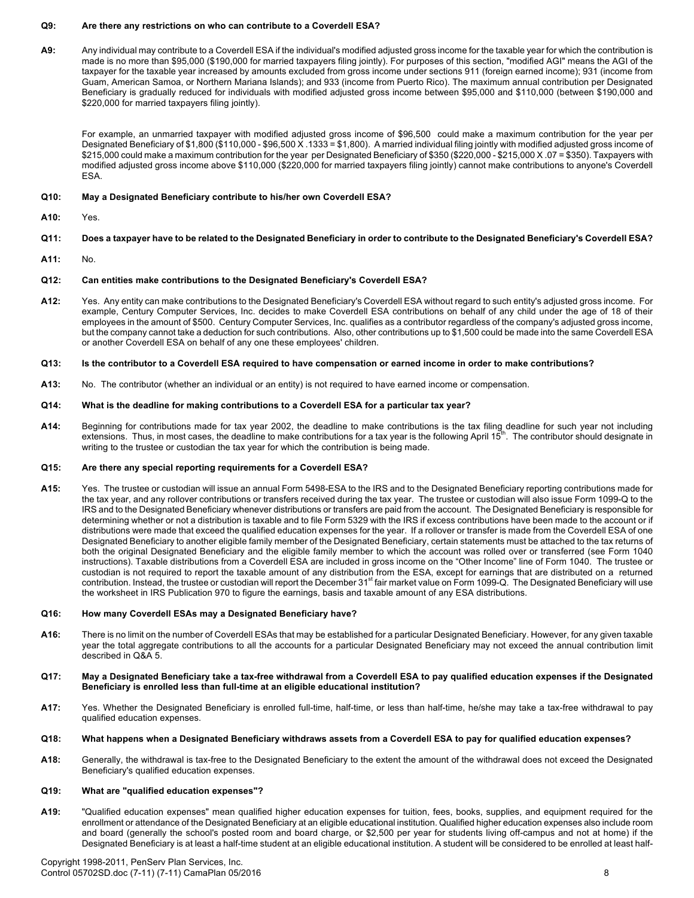**Q9: Are there any restrictions on who can contribute to a Coverdell ESA?**

**A9:** Any individual may contribute to a Coverdell ESA if the individual's modified adjusted gross income for the taxable year for which the contribution is made is no more than $95,000 ($190,000 for married taxpayers filing jointly). For purposes of this section, "modified AGI" means the AGI of the taxpayer for the taxable year increased by amounts excluded from gross income under sections 911 (foreign earned income); 931 (income from Guam, American Samoa, or Northern Mariana Islands); and 933 (income from Puerto Rico). The maximum annual contribution per Designated Beneficiary is gradually reduced for individuals with modified adjusted gross income between $95,000 and $110,000 (between $190,000 and $220,000 for married taxpayers filing jointly).

For example, an unmarried taxpayer with modified adjusted gross income of $96,500 could make a maximum contribution for the year per Designated Beneficiary of $1,800 ($110,000 - $96,500 X .1333 = $1,800). A married individual filing jointly with modified adjusted gross income of $215,000 could make a maximum contribution for the year per Designated Beneficiary of $350 ($220,000 - $215,000 X .07 = $350). Taxpayers with modified adjusted gross income above $110,000 ($220,000 for married taxpayers filing jointly) cannot make contributions to anyone's Coverdell ESA.

**Q10: May a Designated Beneficiary contribute to his/her own Coverdell ESA?**

**A10:** Yes.

**Q11: Does a taxpayer have to be related to the Designated Beneficiary in order to contribute to the Designated Beneficiary's Coverdell ESA?**

**A11:** No.

**Q12: Can entities make contributions to the Designated Beneficiary's Coverdell ESA?**

**A12:** Yes. Any entity can make contributions to the Designated Beneficiary's Coverdell ESA without regard to such entity's adjusted gross income. For example, Century Computer Services, Inc. decides to make Coverdell ESA contributions on behalf of any child under the age of 18 of their employees in the amount of $500. Century Computer Services, Inc. qualifies as a contributor regardless of the company's adjusted gross income, but the company cannot take a deduction for such contributions. Also, other contributions up to $1,500 could be made into the same Coverdell ESA or another Coverdell ESA on behalf of any one these employees' children.

**Q13: Is the contributor to a Coverdell ESA required to have compensation or earned income in order to make contributions?**

**A13:** No. The contributor (whether an individual or an entity) is not required to have earned income or compensation.

**Q14: What is the deadline for making contributions to a Coverdell ESA for a particular tax year?**

**A14:** Beginning for contributions made for tax year 2002, the deadline to make contributions is the tax filing deadline for such year not including extensions. Thus, in most cases, the deadline to make contributions for a tax year is the following April 15th. The contributor should designate in writing to the trustee or custodian the tax year for which the contribution is being made.

**Q15: Are there any special reporting requirements for a Coverdell ESA?**

**A15:** Yes. The trustee or custodian will issue an annual Form 5498-ESA to the IRS and to the Designated Beneficiary reporting contributions made for the tax year, and any rollover contributions or transfers received during the tax year. The trustee or custodian will also issue Form 1099-Q to the IRS and to the Designated Beneficiary whenever distributions or transfers are paid from the account. The Designated Beneficiary is responsible for determining whether or not a distribution is taxable and to file Form 5329 with the IRS if excess contributions have been made to the account or if distributions were made that exceed the qualified education expenses for the year. If a rollover or transfer is made from the Coverdell ESA of one Designated Beneficiary to another eligible family member of the Designated Beneficiary, certain statements must be attached to the tax returns of both the original Designated Beneficiary and the eligible family member to which the account was rolled over or transferred (see Form 1040 instructions). Taxable distributions from a Coverdell ESA are included in gross income on the "Other Income" line of Form 1040. The trustee or custodian is not required to report the taxable amount of any distribution from the ESA, except for earnings that are distributed on a returned contribution. Instead, the trustee or custodian will report the December 31st fair market value on Form 1099-Q. The Designated Beneficiary will use the worksheet in IRS Publication 970 to figure the earnings, basis and taxable amount of any ESA distributions.

**Q16: How many Coverdell ESAs may a Designated Beneficiary have?**

**A16:** There is no limit on the number of Coverdell ESAs that may be established for a particular Designated Beneficiary. However, for any given taxable year the total aggregate contributions to all the accounts for a particular Designated Beneficiary may not exceed the annual contribution limit described in Q&A 5.

**Q17: May a Designated Beneficiary take a tax-free withdrawal from a Coverdell ESA to pay qualified education expenses if the Designated Beneficiary is enrolled less than full-time at an eligible educational institution?**

**A17:** Yes. Whether the Designated Beneficiary is enrolled full-time, half-time, or less than half-time, he/she may take a tax-free withdrawal to pay qualified education expenses.

**Q18: What happens when a Designated Beneficiary withdraws assets from a Coverdell ESA to pay for qualified education expenses?**

**A18:** Generally, the withdrawal is tax-free to the Designated Beneficiary to the extent the amount of the withdrawal does not exceed the Designated Beneficiary's qualified education expenses.

**Q19: What are "qualified education expenses"?**

**A19:** "Qualified education expenses" mean qualified higher education expenses for tuition, fees, books, supplies, and equipment required for the enrollment or attendance of the Designated Beneficiary at an eligible educational institution. Qualified higher education expenses also include room and board (generally the school's posted room and board charge, or $2,500 per year for students living off-campus and not at home) if the Designated Beneficiary is at least a half-time student at an eligible educational institution. A student will be considered to be enrolled at least half-

Copyright 1998-2011, PenServ Plan Services, Inc.
Control 05702SD.doc (7-11) (7-11) CamaPlan 05/2016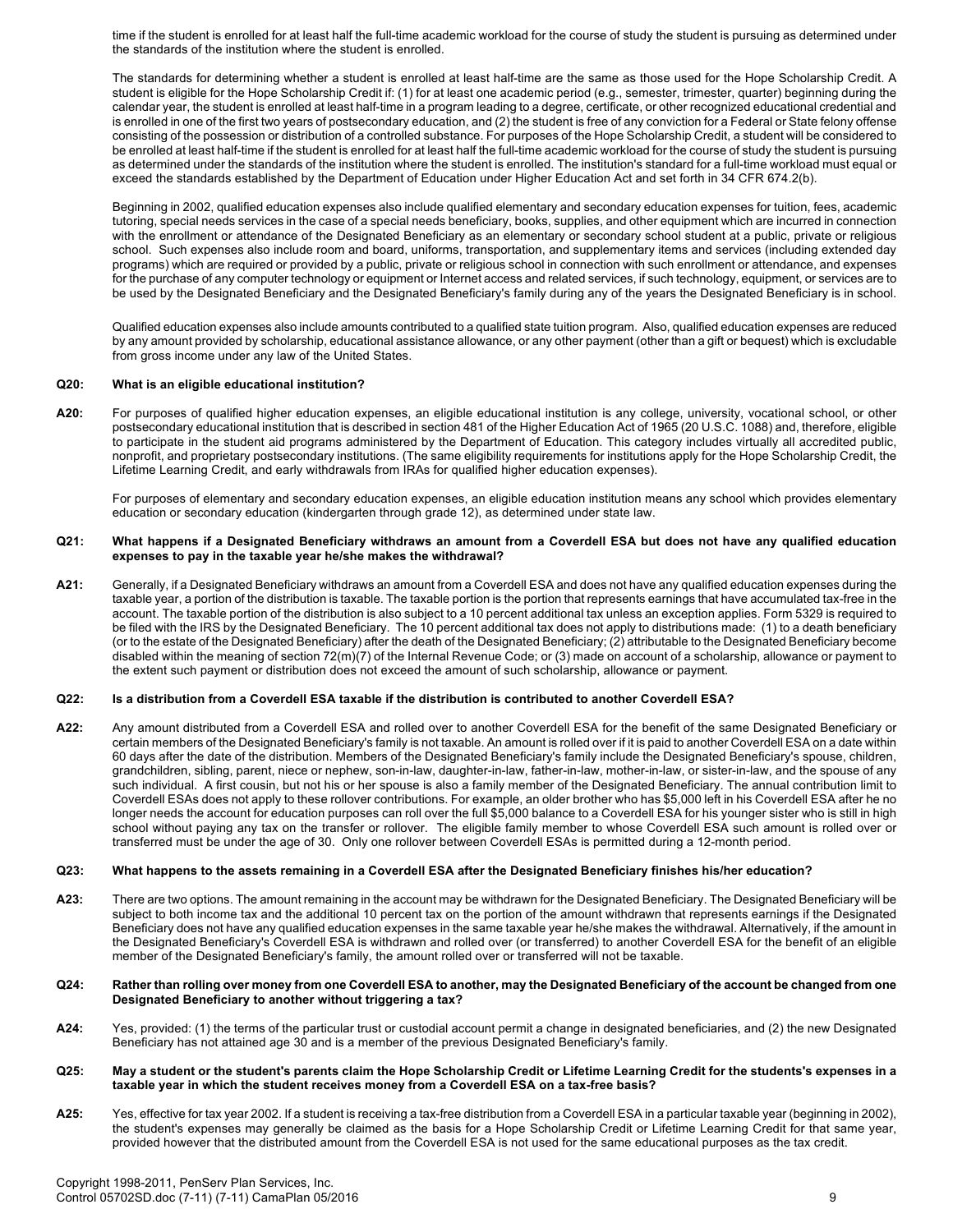time if the student is enrolled for at least half the full-time academic workload for the course of study the student is pursuing as determined under the standards of the institution where the student is enrolled.

The standards for determining whether a student is enrolled at least half-time are the same as those used for the Hope Scholarship Credit. A student is eligible for the Hope Scholarship Credit if: (1) for at least one academic period (e.g., semester, trimester, quarter) beginning during the calendar year, the student is enrolled at least half-time in a program leading to a degree, certificate, or other recognized educational credential and is enrolled in one of the first two years of postsecondary education, and (2) the student is free of any conviction for a Federal or State felony offense consisting of the possession or distribution of a controlled substance. For purposes of the Hope Scholarship Credit, a student will be considered to be enrolled at least half-time if the student is enrolled for at least half the full-time academic workload for the course of study the student is pursuing as determined under the standards of the institution where the student is enrolled. The institution's standard for a full-time workload must equal or exceed the standards established by the Department of Education under Higher Education Act and set forth in 34 CFR 674.2(b).

Beginning in 2002, qualified education expenses also include qualified elementary and secondary education expenses for tuition, fees, academic tutoring, special needs services in the case of a special needs beneficiary, books, supplies, and other equipment which are incurred in connection with the enrollment or attendance of the Designated Beneficiary as an elementary or secondary school student at a public, private or religious school. Such expenses also include room and board, uniforms, transportation, and supplementary items and services (including extended day programs) which are required or provided by a public, private or religious school in connection with such enrollment or attendance, and expenses for the purchase of any computer technology or equipment or Internet access and related services, if such technology, equipment, or services are to be used by the Designated Beneficiary and the Designated Beneficiary's family during any of the years the Designated Beneficiary is in school.

Qualified education expenses also include amounts contributed to a qualified state tuition program. Also, qualified education expenses are reduced by any amount provided by scholarship, educational assistance allowance, or any other payment (other than a gift or bequest) which is excludable from gross income under any law of the United States.

**Q20: What is an eligible educational institution?**

**A20:** For purposes of qualified higher education expenses, an eligible educational institution is any college, university, vocational school, or other postsecondary educational institution that is described in section 481 of the Higher Education Act of 1965 (20 U.S.C. 1088) and, therefore, eligible to participate in the student aid programs administered by the Department of Education. This category includes virtually all accredited public, nonprofit, and proprietary postsecondary institutions. (The same eligibility requirements for institutions apply for the Hope Scholarship Credit, the Lifetime Learning Credit, and early withdrawals from IRAs for qualified higher education expenses).

For purposes of elementary and secondary education expenses, an eligible education institution means any school which provides elementary education or secondary education (kindergarten through grade 12), as determined under state law.

**Q21: What happens if a Designated Beneficiary withdraws an amount from a Coverdell ESA but does not have any qualified education expenses to pay in the taxable year he/she makes the withdrawal?**

**A21:** Generally, if a Designated Beneficiary withdraws an amount from a Coverdell ESA and does not have any qualified education expenses during the taxable year, a portion of the distribution is taxable. The taxable portion is the portion that represents earnings that have accumulated tax-free in the account. The taxable portion of the distribution is also subject to a 10 percent additional tax unless an exception applies. Form 5329 is required to be filed with the IRS by the Designated Beneficiary. The 10 percent additional tax does not apply to distributions made: (1) to a death beneficiary (or to the estate of the Designated Beneficiary) after the death of the Designated Beneficiary; (2) attributable to the Designated Beneficiary become disabled within the meaning of section 72(m)(7) of the Internal Revenue Code; or (3) made on account of a scholarship, allowance or payment to the extent such payment or distribution does not exceed the amount of such scholarship, allowance or payment.

**Q22: Is a distribution from a Coverdell ESA taxable if the distribution is contributed to another Coverdell ESA?**

**A22:** Any amount distributed from a Coverdell ESA and rolled over to another Coverdell ESA for the benefit of the same Designated Beneficiary or certain members of the Designated Beneficiary's family is not taxable. An amount is rolled over if it is paid to another Coverdell ESA on a date within 60 days after the date of the distribution. Members of the Designated Beneficiary's family include the Designated Beneficiary's spouse, children, grandchildren, sibling, parent, niece or nephew, son-in-law, daughter-in-law, father-in-law, mother-in-law, or sister-in-law, and the spouse of any such individual. A first cousin, but not his or her spouse is also a family member of the Designated Beneficiary. The annual contribution limit to Coverdell ESAs does not apply to these rollover contributions. For example, an older brother who has $5,000 left in his Coverdell ESA after he no longer needs the account for education purposes can roll over the full $5,000 balance to a Coverdell ESA for his younger sister who is still in high school without paying any tax on the transfer or rollover. The eligible family member to whose Coverdell ESA such amount is rolled over or transferred must be under the age of 30. Only one rollover between Coverdell ESAs is permitted during a 12-month period.

**Q23: What happens to the assets remaining in a Coverdell ESA after the Designated Beneficiary finishes his/her education?**

**A23:** There are two options. The amount remaining in the account may be withdrawn for the Designated Beneficiary. The Designated Beneficiary will be subject to both income tax and the additional 10 percent tax on the portion of the amount withdrawn that represents earnings if the Designated Beneficiary does not have any qualified education expenses in the same taxable year he/she makes the withdrawal. Alternatively, if the amount in the Designated Beneficiary's Coverdell ESA is withdrawn and rolled over (or transferred) to another Coverdell ESA for the benefit of an eligible member of the Designated Beneficiary's family, the amount rolled over or transferred will not be taxable.

**Q24: Rather than rolling over money from one Coverdell ESA to another, may the Designated Beneficiary of the account be changed from one Designated Beneficiary to another without triggering a tax?**

**A24:** Yes, provided: (1) the terms of the particular trust or custodial account permit a change in designated beneficiaries, and (2) the new Designated Beneficiary has not attained age 30 and is a member of the previous Designated Beneficiary's family.

**Q25: May a student or the student's parents claim the Hope Scholarship Credit or Lifetime Learning Credit for the students's expenses in a taxable year in which the student receives money from a Coverdell ESA on a tax-free basis?**

**A25:** Yes, effective for tax year 2002. If a student is receiving a tax-free distribution from a Coverdell ESA in a particular taxable year (beginning in 2002), the student's expenses may generally be claimed as the basis for a Hope Scholarship Credit or Lifetime Learning Credit for that same year, provided however that the distributed amount from the Coverdell ESA is not used for the same educational purposes as the tax credit.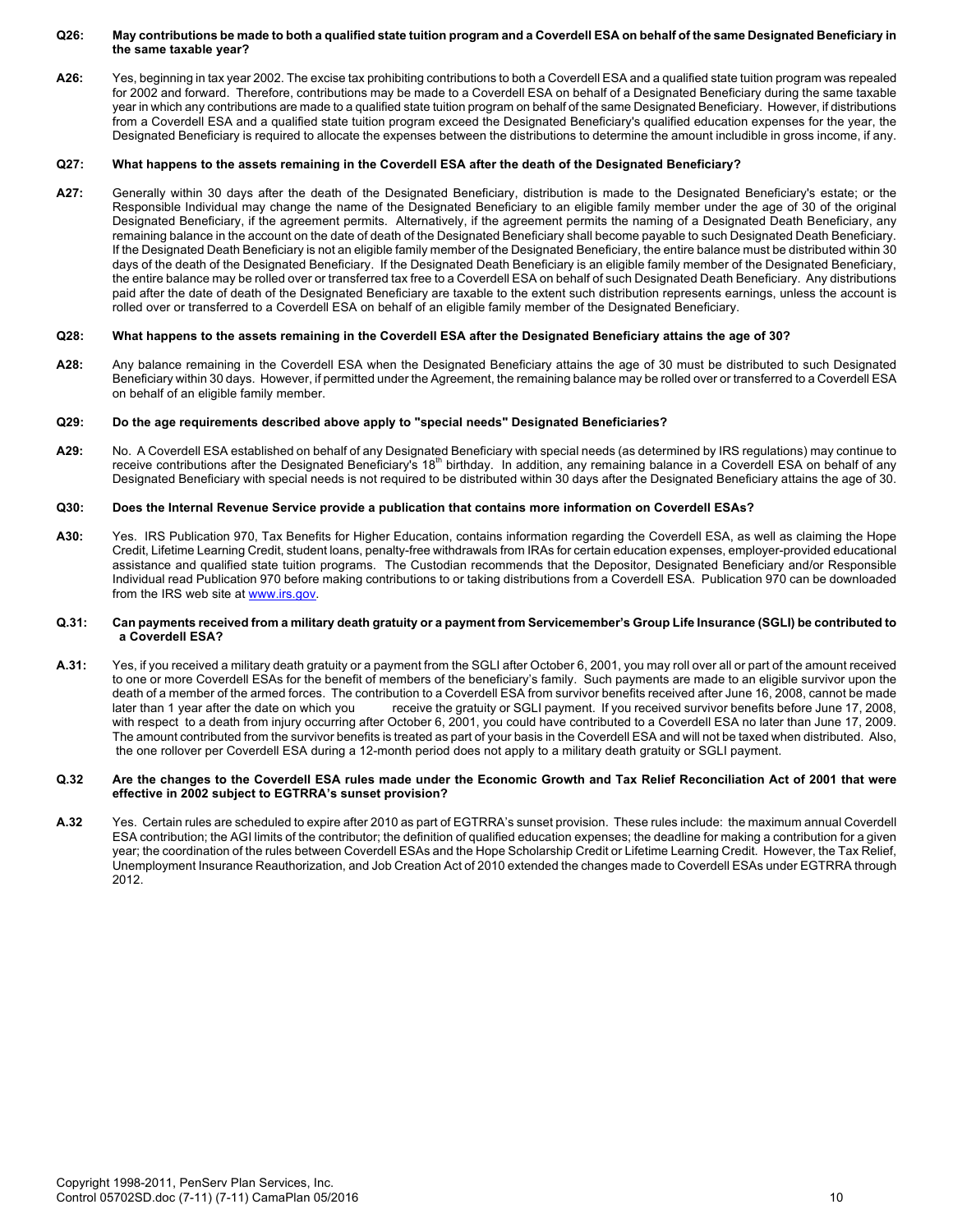**Q26: May contributions be made to both a qualified state tuition program and a Coverdell ESA on behalf of the same Designated Beneficiary in the same taxable year?**

**A26:** Yes, beginning in tax year 2002. The excise tax prohibiting contributions to both a Coverdell ESA and a qualified state tuition program was repealed for 2002 and forward. Therefore, contributions may be made to a Coverdell ESA on behalf of a Designated Beneficiary during the same taxable year in which any contributions are made to a qualified state tuition program on behalf of the same Designated Beneficiary. However, if distributions from a Coverdell ESA and a qualified state tuition program exceed the Designated Beneficiary's qualified education expenses for the year, the Designated Beneficiary is required to allocate the expenses between the distributions to determine the amount includible in gross income, if any.

**Q27: What happens to the assets remaining in the Coverdell ESA after the death of the Designated Beneficiary?**

**A27:** Generally within 30 days after the death of the Designated Beneficiary, distribution is made to the Designated Beneficiary's estate; or the Responsible Individual may change the name of the Designated Beneficiary to an eligible family member under the age of 30 of the original Designated Beneficiary, if the agreement permits. Alternatively, if the agreement permits the naming of a Designated Death Beneficiary, any remaining balance in the account on the date of death of the Designated Beneficiary shall become payable to such Designated Death Beneficiary. If the Designated Death Beneficiary is not an eligible family member of the Designated Beneficiary, the entire balance must be distributed within 30 days of the death of the Designated Beneficiary. If the Designated Death Beneficiary is an eligible family member of the Designated Beneficiary, the entire balance may be rolled over or transferred tax free to a Coverdell ESA on behalf of such Designated Death Beneficiary. Any distributions paid after the date of death of the Designated Beneficiary are taxable to the extent such distribution represents earnings, unless the account is rolled over or transferred to a Coverdell ESA on behalf of an eligible family member of the Designated Beneficiary.

**Q28: What happens to the assets remaining in the Coverdell ESA after the Designated Beneficiary attains the age of 30?**

**A28:** Any balance remaining in the Coverdell ESA when the Designated Beneficiary attains the age of 30 must be distributed to such Designated Beneficiary within 30 days. However, if permitted under the Agreement, the remaining balance may be rolled over or transferred to a Coverdell ESA on behalf of an eligible family member.

**Q29: Do the age requirements described above apply to "special needs" Designated Beneficiaries?**

**A29:** No. A Coverdell ESA established on behalf of any Designated Beneficiary with special needs (as determined by IRS regulations) may continue to receive contributions after the Designated Beneficiary's 18th birthday. In addition, any remaining balance in a Coverdell ESA on behalf of any Designated Beneficiary with special needs is not required to be distributed within 30 days after the Designated Beneficiary attains the age of 30.

**Q30: Does the Internal Revenue Service provide a publication that contains more information on Coverdell ESAs?**

**A30:** Yes. IRS Publication 970, Tax Benefits for Higher Education, contains information regarding the Coverdell ESA, as well as claiming the Hope Credit, Lifetime Learning Credit, student loans, penalty-free withdrawals from IRAs for certain education expenses, employer-provided educational assistance and qualified state tuition programs. The Custodian recommends that the Depositor, Designated Beneficiary and/or Responsible Individual read Publication 970 before making contributions to or taking distributions from a Coverdell ESA. Publication 970 can be downloaded from the IRS web site at www.irs.gov.

**Q.31: Can payments received from a military death gratuity or a payment from Servicemember's Group Life Insurance (SGLI) be contributed to a Coverdell ESA?**

**A.31:** Yes, if you received a military death gratuity or a payment from the SGLI after October 6, 2001, you may roll over all or part of the amount received to one or more Coverdell ESAs for the benefit of members of the beneficiary's family. Such payments are made to an eligible survivor upon the death of a member of the armed forces. The contribution to a Coverdell ESA from survivor benefits received after June 16, 2008, cannot be made later than 1 year after the date on which you receive the gratuity or SGLI payment. If you received survivor benefits before June 17, 2008, with respect to a death from injury occurring after October 6, 2001, you could have contributed to a Coverdell ESA no later than June 17, 2009. The amount contributed from the survivor benefits is treated as part of your basis in the Coverdell ESA and will not be taxed when distributed. Also, the one rollover per Coverdell ESA during a 12-month period does not apply to a military death gratuity or SGLI payment.

**Q.32 Are the changes to the Coverdell ESA rules made under the Economic Growth and Tax Relief Reconciliation Act of 2001 that were effective in 2002 subject to EGTRRA's sunset provision?**

**A.32** Yes. Certain rules are scheduled to expire after 2010 as part of EGTRRA's sunset provision. These rules include: the maximum annual Coverdell ESA contribution; the AGI limits of the contributor; the definition of qualified education expenses; the deadline for making a contribution for a given year; the coordination of the rules between Coverdell ESAs and the Hope Scholarship Credit or Lifetime Learning Credit. However, the Tax Relief, Unemployment Insurance Reauthorization, and Job Creation Act of 2010 extended the changes made to Coverdell ESAs under EGTRRA through 2012.

Copyright 1998-2011, PenServ Plan Services, Inc.
Control 05702SD.doc (7-11) (7-11) CamaPlan 05/2016